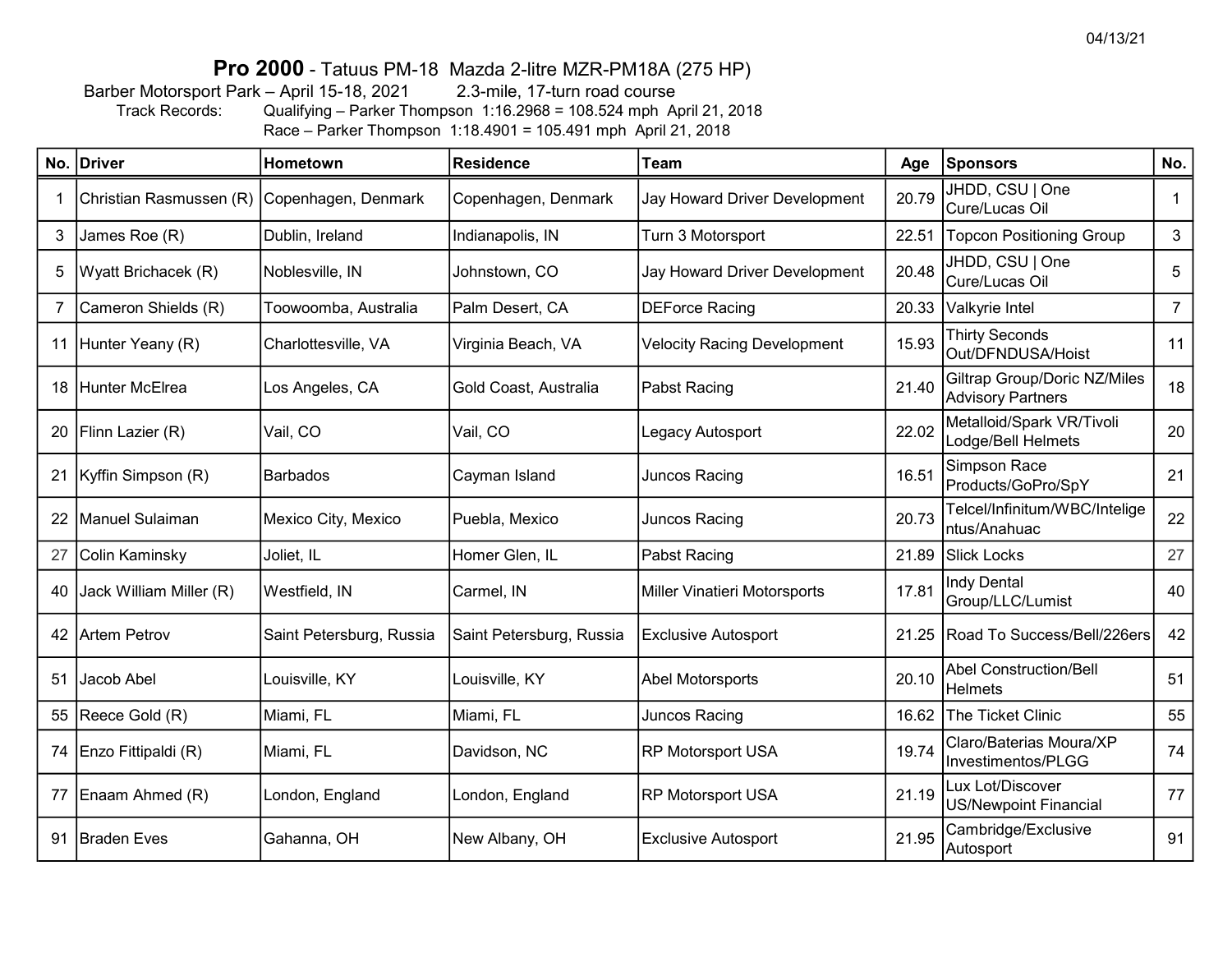04/13/21

# **Pro 2000** - Tatuus PM-18 Mazda 2-litre MZR-PM18A (275 HP)

Barber Motorsport Park – April 15-18, 2021 2.3-mile, 17-turn road course

Track Records: Qualifying – Parker Thompson 1:16.2968 = 108.524 mph April 21, 2018

Race – Parker Thompson 1:18.4901 = 105.491 mph April 21, 2018

| No. | Driver | Hometown | Residence | Team | Age | Sponsors | No. |
|---|---|---|---|---|---|---|---|
| 1 | Christian Rasmussen (R) | Copenhagen, Denmark | Copenhagen, Denmark | Jay Howard Driver Development | 20.79 | JHDD, CSU \| One Cure/Lucas Oil | 1 |
| 3 | James Roe (R) | Dublin, Ireland | Indianapolis, IN | Turn 3 Motorsport | 22.51 | Topcon Positioning Group | 3 |
| 5 | Wyatt Brichacek (R) | Noblesville, IN | Johnstown, CO | Jay Howard Driver Development | 20.48 | JHDD, CSU \| One Cure/Lucas Oil | 5 |
| 7 | Cameron Shields (R) | Toowoomba, Australia | Palm Desert, CA | DEForce Racing | 20.33 | Valkyrie Intel | 7 |
| 11 | Hunter Yeany (R) | Charlottesville, VA | Virginia Beach, VA | Velocity Racing Development | 15.93 | Thirty Seconds Out/DFNDUSA/Hoist | 11 |
| 18 | Hunter McElrea | Los Angeles, CA | Gold Coast, Australia | Pabst Racing | 21.40 | Giltrap Group/Doric NZ/Miles Advisory Partners | 18 |
| 20 | Flinn Lazier (R) | Vail, CO | Vail, CO | Legacy Autosport | 22.02 | Metalloid/Spark VR/Tivoli Lodge/Bell Helmets | 20 |
| 21 | Kyffin Simpson (R) | Barbados | Cayman Island | Juncos Racing | 16.51 | Simpson Race Products/GoPro/SpY | 21 |
| 22 | Manuel Sulaiman | Mexico City, Mexico | Puebla, Mexico | Juncos Racing | 20.73 | Telcel/Infinitum/WBC/Inteligentus/Anahuac | 22 |
| 27 | Colin Kaminsky | Joliet, IL | Homer Glen, IL | Pabst Racing | 21.89 | Slick Locks | 27 |
| 40 | Jack William Miller (R) | Westfield, IN | Carmel, IN | Miller Vinatieri Motorsports | 17.81 | Indy Dental Group/LLC/Lumist | 40 |
| 42 | Artem Petrov | Saint Petersburg, Russia | Saint Petersburg, Russia | Exclusive Autosport | 21.25 | Road To Success/Bell/226ers | 42 |
| 51 | Jacob Abel | Louisville, KY | Louisville, KY | Abel Motorsports | 20.10 | Abel Construction/Bell Helmets | 51 |
| 55 | Reece Gold (R) | Miami, FL | Miami, FL | Juncos Racing | 16.62 | The Ticket Clinic | 55 |
| 74 | Enzo Fittipaldi (R) | Miami, FL | Davidson, NC | RP Motorsport USA | 19.74 | Claro/Baterias Moura/XP Investimentos/PLGG | 74 |
| 77 | Enaam Ahmed (R) | London, England | London, England | RP Motorsport USA | 21.19 | Lux Lot/Discover US/Newpoint Financial | 77 |
| 91 | Braden Eves | Gahanna, OH | New Albany, OH | Exclusive Autosport | 21.95 | Cambridge/Exclusive Autosport | 91 |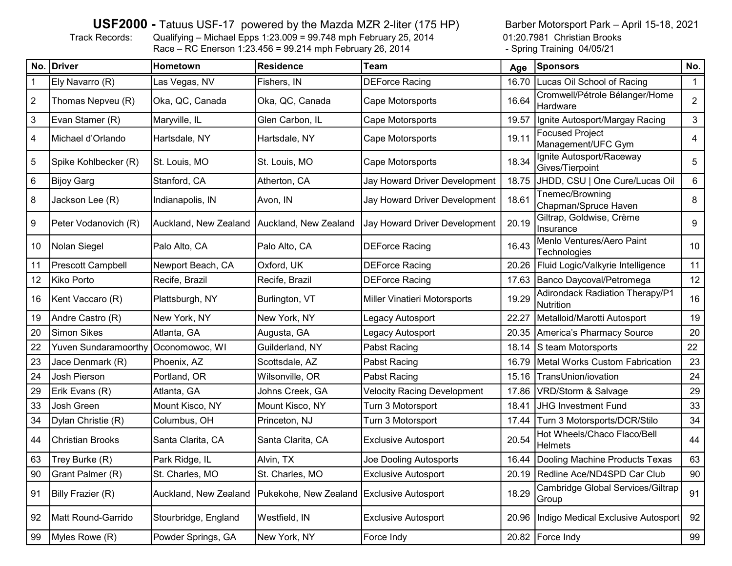# USF2000 - Tatuus USF-17 powered by the Mazda MZR 2-liter (175 HP)

Barber Motorsport Park – April 15-18, 2021

Track Records: Qualifying – Michael Epps 1:23.009 = 99.748 mph February 25, 2014

Race – RC Enerson 1:23.456 = 99.214 mph February 26, 2014

01:20.7981 Christian Brooks - Spring Training 04/05/21

| No. | Driver | Hometown | Residence | Team | Age | Sponsors | No. |
|---|---|---|---|---|---|---|---|
| 1 | Ely Navarro (R) | Las Vegas, NV | Fishers, IN | DEForce Racing | 16.70 | Lucas Oil School of Racing | 1 |
| 2 | Thomas Nepveu (R) | Oka, QC, Canada | Oka, QC, Canada | Cape Motorsports | 16.64 | Cromwell/Pétrole Bélanger/Home Hardware | 2 |
| 3 | Evan Stamer (R) | Maryville, IL | Glen Carbon, IL | Cape Motorsports | 19.57 | Ignite Autosport/Margay Racing | 3 |
| 4 | Michael d'Orlando | Hartsdale, NY | Hartsdale, NY | Cape Motorsports | 19.11 | Focused Project Management/UFC Gym | 4 |
| 5 | Spike Kohlbecker (R) | St. Louis, MO | St. Louis, MO | Cape Motorsports | 18.34 | Ignite Autosport/Raceway Gives/Tierpoint | 5 |
| 6 | Bijoy Garg | Stanford, CA | Atherton, CA | Jay Howard Driver Development | 18.75 | JHDD, CSU \| One Cure/Lucas Oil | 6 |
| 8 | Jackson Lee (R) | Indianapolis, IN | Avon, IN | Jay Howard Driver Development | 18.61 | Tnemec/Browning Chapman/Spruce Haven | 8 |
| 9 | Peter Vodanovich (R) | Auckland, New Zealand | Auckland, New Zealand | Jay Howard Driver Development | 20.19 | Giltrap, Goldwise, Crème Insurance | 9 |
| 10 | Nolan Siegel | Palo Alto, CA | Palo Alto, CA | DEForce Racing | 16.43 | Menlo Ventures/Aero Paint Technologies | 10 |
| 11 | Prescott Campbell | Newport Beach, CA | Oxford, UK | DEForce Racing | 20.26 | Fluid Logic/Valkyrie Intelligence | 11 |
| 12 | Kiko Porto | Recife, Brazil | Recife, Brazil | DEForce Racing | 17.63 | Banco Daycoval/Petromega | 12 |
| 16 | Kent Vaccaro (R) | Plattsburgh, NY | Burlington, VT | Miller Vinatieri Motorsports | 19.29 | Adirondack Radiation Therapy/P1 Nutrition | 16 |
| 19 | Andre Castro (R) | New York, NY | New York, NY | Legacy Autosport | 22.27 | Metalloid/Marotti Autosport | 19 |
| 20 | Simon Sikes | Atlanta, GA | Augusta, GA | Legacy Autosport | 20.35 | America's Pharmacy Source | 20 |
| 22 | Yuven Sundaramoorthy | Oconomowoc, WI | Guilderland, NY | Pabst Racing | 18.14 | S team Motorsports | 22 |
| 23 | Jace Denmark (R) | Phoenix, AZ | Scottsdale, AZ | Pabst Racing | 16.79 | Metal Works Custom Fabrication | 23 |
| 24 | Josh Pierson | Portland, OR | Wilsonville, OR | Pabst Racing | 15.16 | TransUnion/iovation | 24 |
| 29 | Erik Evans (R) | Atlanta, GA | Johns Creek, GA | Velocity Racing Development | 17.86 | VRD/Storm & Salvage | 29 |
| 33 | Josh Green | Mount Kisco, NY | Mount Kisco, NY | Turn 3 Motorsport | 18.41 | JHG Investment Fund | 33 |
| 34 | Dylan Christie (R) | Columbus, OH | Princeton, NJ | Turn 3 Motorsport | 17.44 | Turn 3 Motorsports/DCR/Stilo | 34 |
| 44 | Christian Brooks | Santa Clarita, CA | Santa Clarita, CA | Exclusive Autosport | 20.54 | Hot Wheels/Chaco Flaco/Bell Helmets | 44 |
| 63 | Trey Burke (R) | Park Ridge, IL | Alvin, TX | Joe Dooling Autosports | 16.44 | Dooling Machine Products Texas | 63 |
| 90 | Grant Palmer (R) | St. Charles, MO | St. Charles, MO | Exclusive Autosport | 20.19 | Redline Ace/ND4SPD Car Club | 90 |
| 91 | Billy Frazier (R) | Auckland, New Zealand | Pukekohe, New Zealand | Exclusive Autosport | 18.29 | Cambridge Global Services/Giltrap Group | 91 |
| 92 | Matt Round-Garrido | Stourbridge, England | Westfield, IN | Exclusive Autosport | 20.96 | Indigo Medical Exclusive Autosport | 92 |
| 99 | Myles Rowe (R) | Powder Springs, GA | New York, NY | Force Indy | 20.82 | Force Indy | 99 |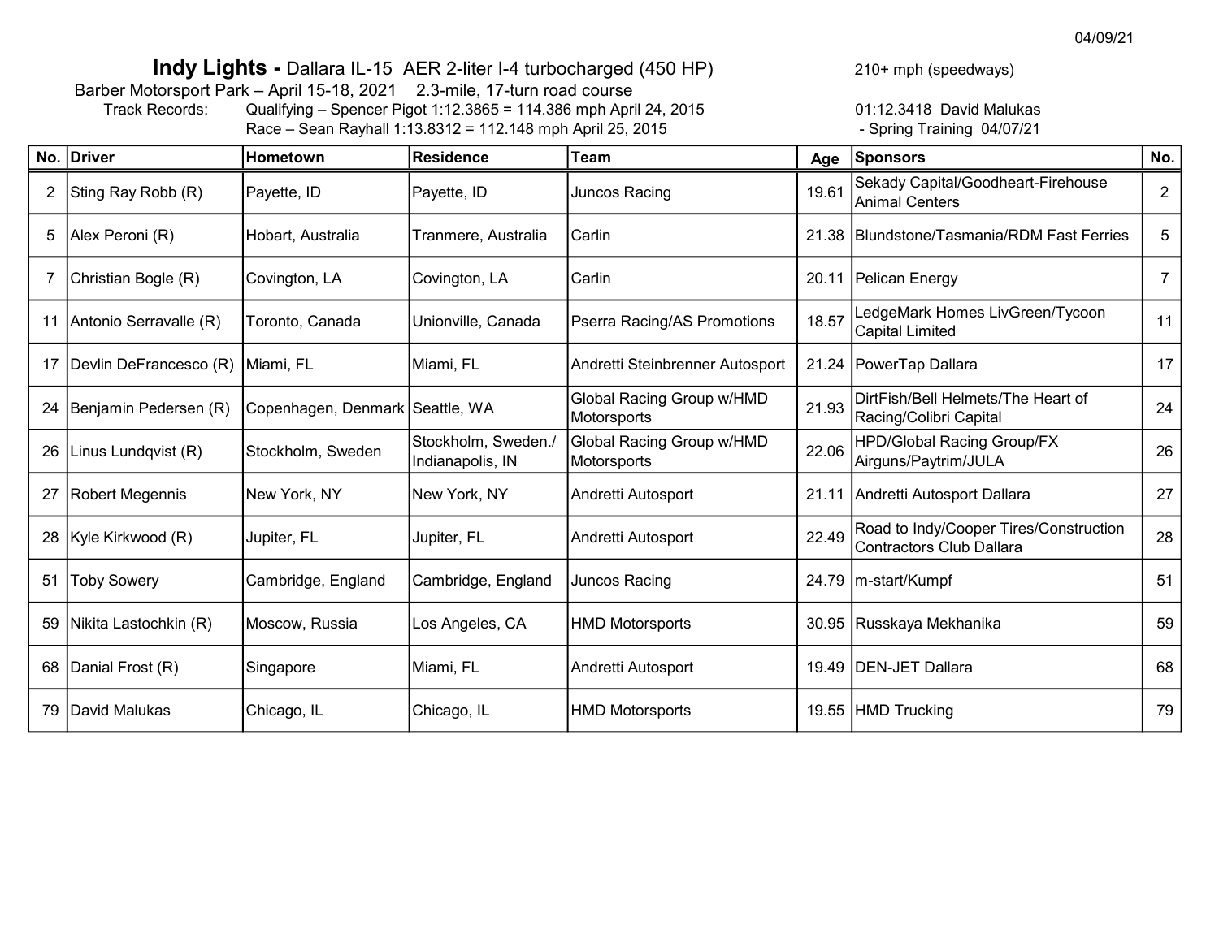04/09/21

## **Indy Lights -** Dallara IL-15 AER 2-liter I-4 turbocharged (450 HP)

210+ mph (speedways)

Barber Motorsport Park – April 15-18, 2021 2.3-mile, 17-turn road course

Track Records: Qualifying – Spencer Pigot 1:12.3865 = 114.386 mph April 24, 2015
Race – Sean Rayhall 1:13.8312 = 112.148 mph April 25, 2015

01:12.3418 David Malukas - Spring Training 04/07/21

| No. | Driver | Hometown | Residence | Team | Age | Sponsors | No. |
|---|---|---|---|---|---|---|---|
| 2 | Sting Ray Robb (R) | Payette, ID | Payette, ID | Juncos Racing | 19.61 | Sekady Capital/Goodheart-Firehouse Animal Centers | 2 |
| 5 | Alex Peroni (R) | Hobart, Australia | Tranmere, Australia | Carlin | 21.38 | Blundstone/Tasmania/RDM Fast Ferries | 5 |
| 7 | Christian Bogle (R) | Covington, LA | Covington, LA | Carlin | 20.11 | Pelican Energy | 7 |
| 11 | Antonio Serravalle (R) | Toronto, Canada | Unionville, Canada | Pserra Racing/AS Promotions | 18.57 | LedgeMark Homes LivGreen/Tycoon Capital Limited | 11 |
| 17 | Devlin DeFrancesco (R) | Miami, FL | Miami, FL | Andretti Steinbrenner Autosport | 21.24 | PowerTap Dallara | 17 |
| 24 | Benjamin Pedersen (R) | Copenhagen, Denmark | Seattle, WA | Global Racing Group w/HMD Motorsports | 21.93 | DirtFish/Bell Helmets/The Heart of Racing/Colibri Capital | 24 |
| 26 | Linus Lundqvist (R) | Stockholm, Sweden | Stockholm, Sweden./ Indianapolis, IN | Global Racing Group w/HMD Motorsports | 22.06 | HPD/Global Racing Group/FX Airguns/Paytrim/JULA | 26 |
| 27 | Robert Megennis | New York, NY | New York, NY | Andretti Autosport | 21.11 | Andretti Autosport Dallara | 27 |
| 28 | Kyle Kirkwood (R) | Jupiter, FL | Jupiter, FL | Andretti Autosport | 22.49 | Road to Indy/Cooper Tires/Construction Contractors Club Dallara | 28 |
| 51 | Toby Sowery | Cambridge, England | Cambridge, England | Juncos Racing | 24.79 | m-start/Kumpf | 51 |
| 59 | Nikita Lastochkin (R) | Moscow, Russia | Los Angeles, CA | HMD Motorsports | 30.95 | Russkaya Mekhanika | 59 |
| 68 | Danial Frost (R) | Singapore | Miami, FL | Andretti Autosport | 19.49 | DEN-JET Dallara | 68 |
| 79 | David Malukas | Chicago, IL | Chicago, IL | HMD Motorsports | 19.55 | HMD Trucking | 79 |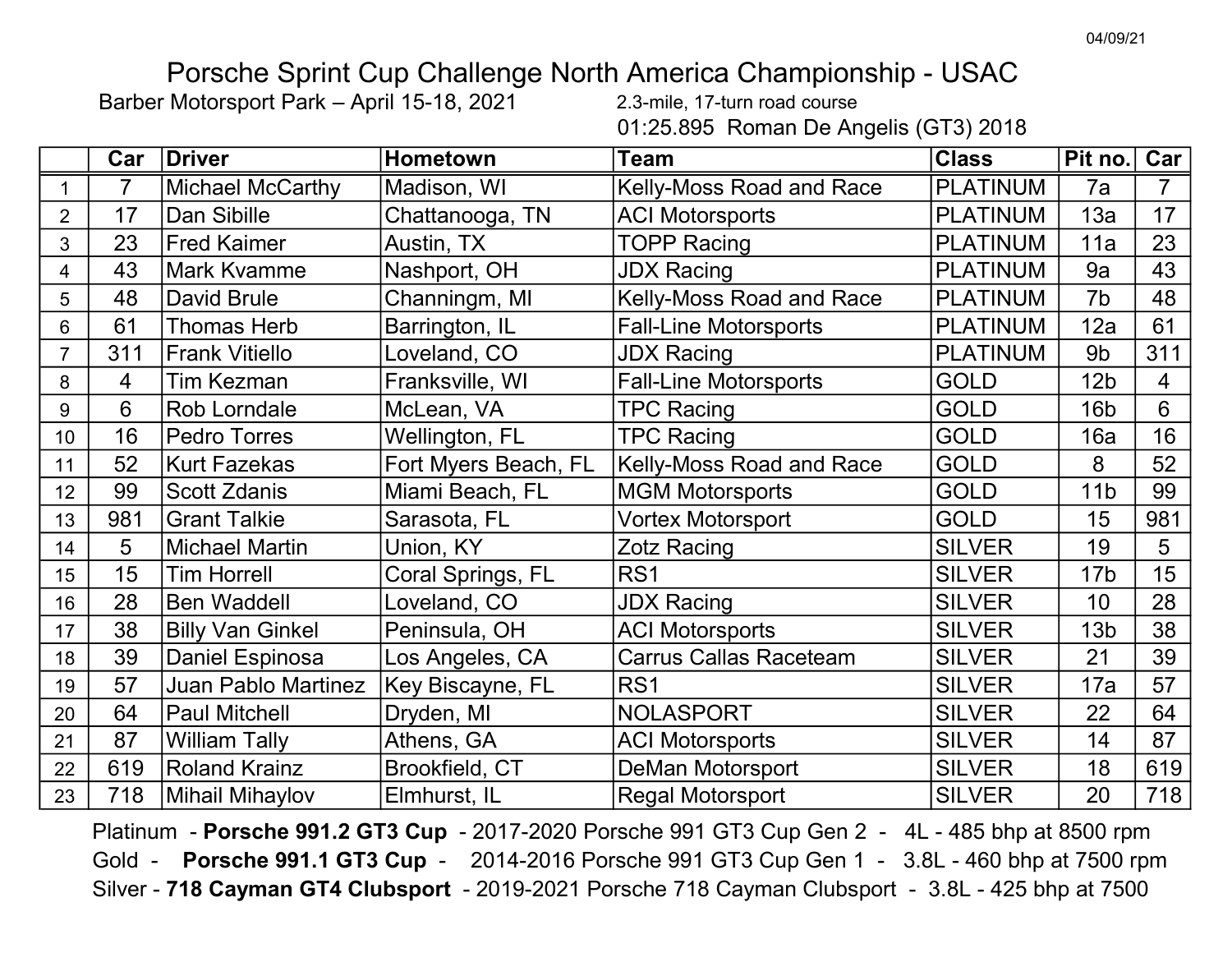04/09/21

# Porsche Sprint Cup Challenge North America Championship - USAC

Barber Motorsport Park – April 15-18, 2021 — 2.3-mile, 17-turn road course

01:25.895 Roman De Angelis (GT3) 2018

| | Car | Driver | Hometown | Team | Class | Pit no. | Car |
|---|---|---|---|---|---|---|---|
| 1 | 7 | Michael McCarthy | Madison, WI | Kelly-Moss Road and Race | PLATINUM | 7a | 7 |
| 2 | 17 | Dan Sibille | Chattanooga, TN | ACI Motorsports | PLATINUM | 13a | 17 |
| 3 | 23 | Fred Kaimer | Austin, TX | TOPP Racing | PLATINUM | 11a | 23 |
| 4 | 43 | Mark Kvamme | Nashport, OH | JDX Racing | PLATINUM | 9a | 43 |
| 5 | 48 | David Brule | Channingm, MI | Kelly-Moss Road and Race | PLATINUM | 7b | 48 |
| 6 | 61 | Thomas Herb | Barrington, IL | Fall-Line Motorsports | PLATINUM | 12a | 61 |
| 7 | 311 | Frank Vitiello | Loveland, CO | JDX Racing | PLATINUM | 9b | 311 |
| 8 | 4 | Tim Kezman | Franksville, WI | Fall-Line Motorsports | GOLD | 12b | 4 |
| 9 | 6 | Rob Lorndale | McLean, VA | TPC Racing | GOLD | 16b | 6 |
| 10 | 16 | Pedro Torres | Wellington, FL | TPC Racing | GOLD | 16a | 16 |
| 11 | 52 | Kurt Fazekas | Fort Myers Beach, FL | Kelly-Moss Road and Race | GOLD | 8 | 52 |
| 12 | 99 | Scott Zdanis | Miami Beach, FL | MGM Motorsports | GOLD | 11b | 99 |
| 13 | 981 | Grant Talkie | Sarasota, FL | Vortex Motorsport | GOLD | 15 | 981 |
| 14 | 5 | Michael Martin | Union, KY | Zotz Racing | SILVER | 19 | 5 |
| 15 | 15 | Tim Horrell | Coral Springs, FL | RS1 | SILVER | 17b | 15 |
| 16 | 28 | Ben Waddell | Loveland, CO | JDX Racing | SILVER | 10 | 28 |
| 17 | 38 | Billy Van Ginkel | Peninsula, OH | ACI Motorsports | SILVER | 13b | 38 |
| 18 | 39 | Daniel Espinosa | Los Angeles, CA | Carrus Callas Raceteam | SILVER | 21 | 39 |
| 19 | 57 | Juan Pablo Martinez | Key Biscayne, FL | RS1 | SILVER | 17a | 57 |
| 20 | 64 | Paul Mitchell | Dryden, MI | NOLASPORT | SILVER | 22 | 64 |
| 21 | 87 | William Tally | Athens, GA | ACI Motorsports | SILVER | 14 | 87 |
| 22 | 619 | Roland Krainz | Brookfield, CT | DeMan Motorsport | SILVER | 18 | 619 |
| 23 | 718 | Mihail Mihaylov | Elmhurst, IL | Regal Motorsport | SILVER | 20 | 718 |

Platinum - **Porsche 991.2 GT3 Cup** - 2017-2020 Porsche 991 GT3 Cup Gen 2 - 4L - 485 bhp at 8500 rpm

Gold - **Porsche 991.1 GT3 Cup** - 2014-2016 Porsche 991 GT3 Cup Gen 1 - 3.8L - 460 bhp at 7500 rpm

Silver - **718 Cayman GT4 Clubsport** - 2019-2021 Porsche 718 Cayman Clubsport - 3.8L - 425 bhp at 7500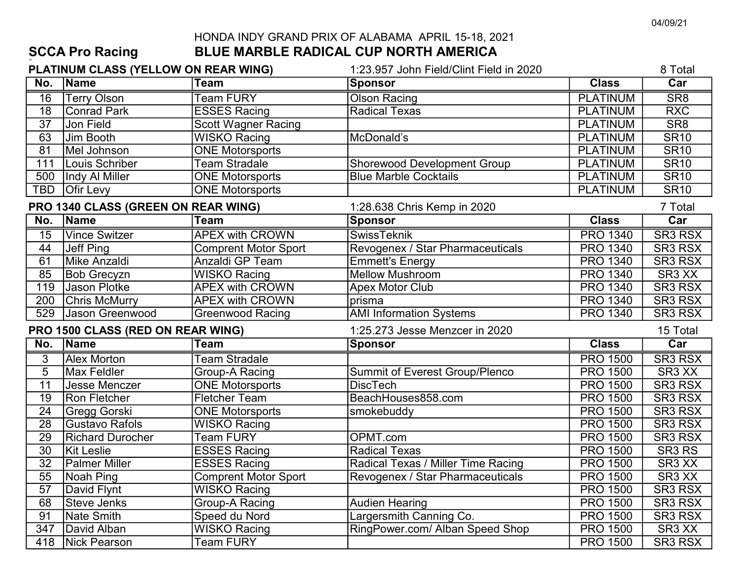04/09/21

HONDA INDY GRAND PRIX OF ALABAMA APRIL 15-18, 2021

# SCCA Pro Racing — BLUE MARBLE RADICAL CUP NORTH AMERICA

**PLATINUM CLASS (YELLOW ON REAR WING)** — 1:23.957 John Field/Clint Field in 2020 — 8 Total

| No. | Name | Team | Sponsor | Class | Car |
|---|---|---|---|---|---|
| 16 | Terry Olson | Team FURY | Olson Racing | PLATINUM | SR8 |
| 18 | Conrad Park | ESSES Racing | Radical Texas | PLATINUM | RXC |
| 37 | Jon Field | Scott Wagner Racing | | PLATINUM | SR8 |
| 63 | Jim Booth | WISKO Racing | McDonald's | PLATINUM | SR10 |
| 81 | Mel Johnson | ONE Motorsports | | PLATINUM | SR10 |
| 111 | Louis Schriber | Team Stradale | Shorewood Development Group | PLATINUM | SR10 |
| 500 | Indy Al Miller | ONE Motorsports | Blue Marble Cocktails | PLATINUM | SR10 |
| TBD | Ofir Levy | ONE Motorsports | | PLATINUM | SR10 |

**PRO 1340 CLASS (GREEN ON REAR WING)** — 1:28.638 Chris Kemp in 2020 — 7 Total

| No. | Name | Team | Sponsor | Class | Car |
|---|---|---|---|---|---|
| 15 | Vince Switzer | APEX with CROWN | SwissTeknik | PRO 1340 | SR3 RSX |
| 44 | Jeff Ping | Comprent Motor Sport | Revogenex / Star Pharmaceuticals | PRO 1340 | SR3 RSX |
| 61 | Mike Anzaldi | Anzaldi GP Team | Emmett's Energy | PRO 1340 | SR3 RSX |
| 85 | Bob Grecyzn | WISKO Racing | Mellow Mushroom | PRO 1340 | SR3 XX |
| 119 | Jason Plotke | APEX with CROWN | Apex Motor Club | PRO 1340 | SR3 RSX |
| 200 | Chris McMurry | APEX with CROWN | prisma | PRO 1340 | SR3 RSX |
| 529 | Jason Greenwood | Greenwood Racing | AMI Information Systems | PRO 1340 | SR3 RSX |

**PRO 1500 CLASS (RED ON REAR WING)** — 1:25.273 Jesse Menzcer in 2020 — 15 Total

| No. | Name | Team | Sponsor | Class | Car |
|---|---|---|---|---|---|
| 3 | Alex Morton | Team Stradale | | PRO 1500 | SR3 RSX |
| 5 | Max Feldler | Group-A Racing | Summit of Everest Group/Plenco | PRO 1500 | SR3 XX |
| 11 | Jesse Menczer | ONE Motorsports | DiscTech | PRO 1500 | SR3 RSX |
| 19 | Ron Fletcher | Fletcher Team | BeachHouses858.com | PRO 1500 | SR3 RSX |
| 24 | Gregg Gorski | ONE Motorsports | smokebuddy | PRO 1500 | SR3 RSX |
| 28 | Gustavo Rafols | WISKO Racing | | PRO 1500 | SR3 RSX |
| 29 | Richard Durocher | Team FURY | OPMT.com | PRO 1500 | SR3 RSX |
| 30 | Kit Leslie | ESSES Racing | Radical Texas | PRO 1500 | SR3 RS |
| 32 | Palmer Miller | ESSES Racing | Radical Texas / Miller Time Racing | PRO 1500 | SR3 XX |
| 55 | Noah Ping | Comprent Motor Sport | Revogenex / Star Pharmaceuticals | PRO 1500 | SR3 XX |
| 57 | David Flynt | WISKO Racing | | PRO 1500 | SR3 RSX |
| 68 | Steve Jenks | Group-A Racing | Audien Hearing | PRO 1500 | SR3 RSX |
| 91 | Nate Smith | Speed du Nord | Largersmith Canning Co. | PRO 1500 | SR3 RSX |
| 347 | David Alban | WISKO Racing | RingPower.com/ Alban Speed Shop | PRO 1500 | SR3 XX |
| 418 | Nick Pearson | Team FURY | | PRO 1500 | SR3 RSX |